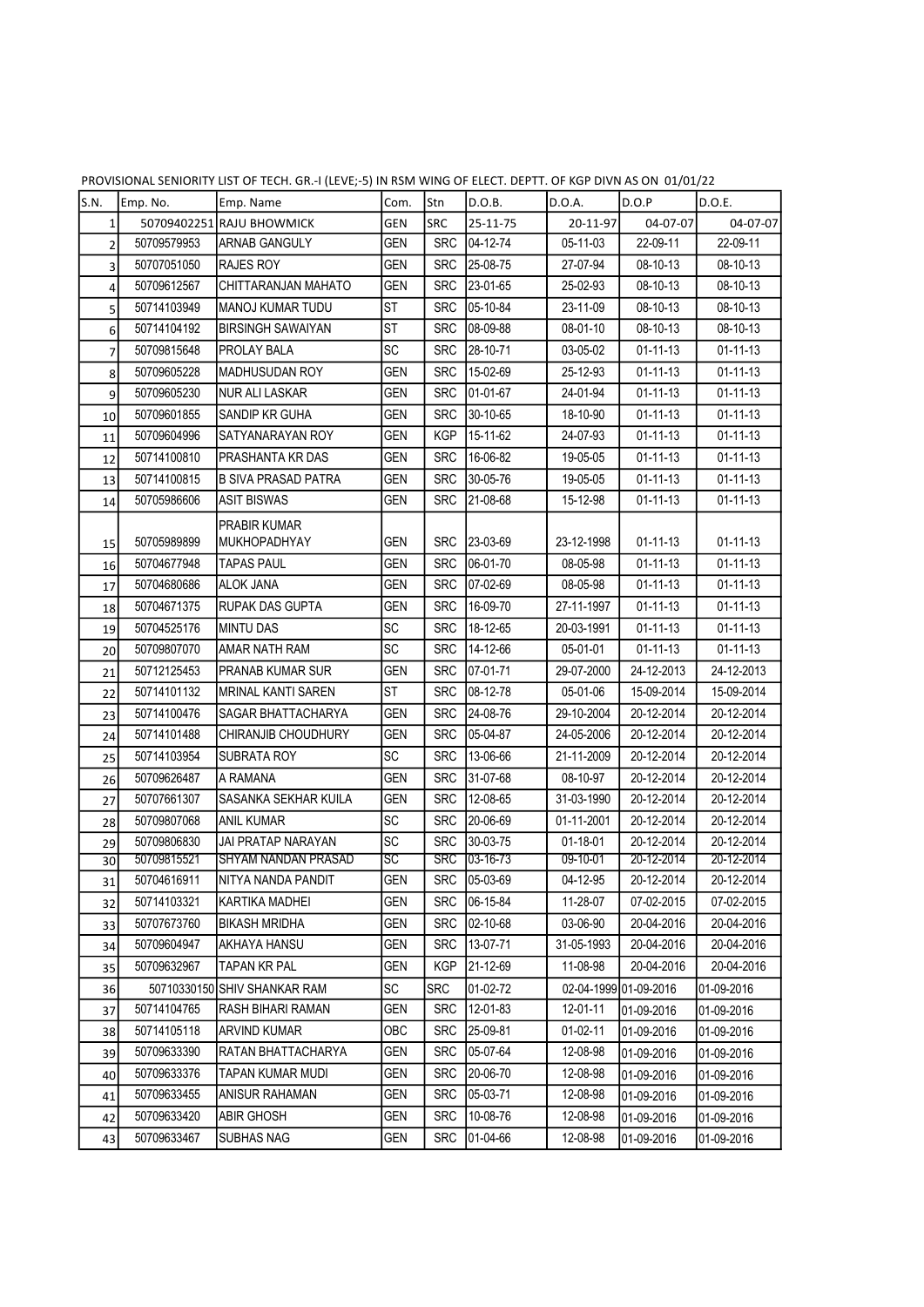PROVISIONAL SENIORITY LIST OF TECH. GR.-I (LEVE;-5) IN RSM WING OF ELECT. DEPTT. OF KGP DIVN AS ON 01/01/22

| S.N. | Emp. No. | Emp. Name | Com. | Stn | D.O.B. | D.O.A. | D.O.P | D.O.E. |
|---|---|---|---|---|---|---|---|---|
| 1 | 50709402251 | RAJU BHOWMICK | GEN | SRC | 25-11-75 | 20-11-97 | 04-07-07 | 04-07-07 |
| 2 | 50709579953 | ARNAB GANGULY | GEN | SRC | 04-12-74 | 05-11-03 | 22-09-11 | 22-09-11 |
| 3 | 50707051050 | RAJES ROY | GEN | SRC | 25-08-75 | 27-07-94 | 08-10-13 | 08-10-13 |
| 4 | 50709612567 | CHITTARANJAN MAHATO | GEN | SRC | 23-01-65 | 25-02-93 | 08-10-13 | 08-10-13 |
| 5 | 50714103949 | MANOJ KUMAR TUDU | ST | SRC | 05-10-84 | 23-11-09 | 08-10-13 | 08-10-13 |
| 6 | 50714104192 | BIRSINGH SAWAIYAN | ST | SRC | 08-09-88 | 08-01-10 | 08-10-13 | 08-10-13 |
| 7 | 50709815648 | PROLAY BALA | SC | SRC | 28-10-71 | 03-05-02 | 01-11-13 | 01-11-13 |
| 8 | 50709605228 | MADHUSUDAN ROY | GEN | SRC | 15-02-69 | 25-12-93 | 01-11-13 | 01-11-13 |
| 9 | 50709605230 | NUR ALI LASKAR | GEN | SRC | 01-01-67 | 24-01-94 | 01-11-13 | 01-11-13 |
| 10 | 50709601855 | SANDIP KR GUHA | GEN | SRC | 30-10-65 | 18-10-90 | 01-11-13 | 01-11-13 |
| 11 | 50709604996 | SATYANARAYAN ROY | GEN | KGP | 15-11-62 | 24-07-93 | 01-11-13 | 01-11-13 |
| 12 | 50714100810 | PRASHANTA KR DAS | GEN | SRC | 16-06-82 | 19-05-05 | 01-11-13 | 01-11-13 |
| 13 | 50714100815 | B SIVA PRASAD PATRA | GEN | SRC | 30-05-76 | 19-05-05 | 01-11-13 | 01-11-13 |
| 14 | 50705986606 | ASIT BISWAS | GEN | SRC | 21-08-68 | 15-12-98 | 01-11-13 | 01-11-13 |
| 15 | 50705989899 | PRABIR KUMAR MUKHOPADHYAY | GEN | SRC | 23-03-69 | 23-12-1998 | 01-11-13 | 01-11-13 |
| 16 | 50704677948 | TAPAS PAUL | GEN | SRC | 06-01-70 | 08-05-98 | 01-11-13 | 01-11-13 |
| 17 | 50704680686 | ALOK JANA | GEN | SRC | 07-02-69 | 08-05-98 | 01-11-13 | 01-11-13 |
| 18 | 50704671375 | RUPAK DAS GUPTA | GEN | SRC | 16-09-70 | 27-11-1997 | 01-11-13 | 01-11-13 |
| 19 | 50704525176 | MINTU DAS | SC | SRC | 18-12-65 | 20-03-1991 | 01-11-13 | 01-11-13 |
| 20 | 50709807070 | AMAR NATH RAM | SC | SRC | 14-12-66 | 05-01-01 | 01-11-13 | 01-11-13 |
| 21 | 50712125453 | PRANAB KUMAR SUR | GEN | SRC | 07-01-71 | 29-07-2000 | 24-12-2013 | 24-12-2013 |
| 22 | 50714101132 | MRINAL KANTI SAREN | ST | SRC | 08-12-78 | 05-01-06 | 15-09-2014 | 15-09-2014 |
| 23 | 50714100476 | SAGAR BHATTACHARYA | GEN | SRC | 24-08-76 | 29-10-2004 | 20-12-2014 | 20-12-2014 |
| 24 | 50714101488 | CHIRANJIB CHOUDHURY | GEN | SRC | 05-04-87 | 24-05-2006 | 20-12-2014 | 20-12-2014 |
| 25 | 50714103954 | SUBRATA ROY | SC | SRC | 13-06-66 | 21-11-2009 | 20-12-2014 | 20-12-2014 |
| 26 | 50709626487 | A RAMANA | GEN | SRC | 31-07-68 | 08-10-97 | 20-12-2014 | 20-12-2014 |
| 27 | 50707661307 | SASANKA SEKHAR KUILA | GEN | SRC | 12-08-65 | 31-03-1990 | 20-12-2014 | 20-12-2014 |
| 28 | 50709807068 | ANIL KUMAR | SC | SRC | 20-06-69 | 01-11-2001 | 20-12-2014 | 20-12-2014 |
| 29 | 50709806830 | JAI PRATAP NARAYAN | SC | SRC | 30-03-75 | 01-18-01 | 20-12-2014 | 20-12-2014 |
| 30 | 50709815521 | SHYAM NANDAN PRASAD | SC | SRC | 03-16-73 | 09-10-01 | 20-12-2014 | 20-12-2014 |
| 31 | 50704616911 | NITYA NANDA PANDIT | GEN | SRC | 05-03-69 | 04-12-95 | 20-12-2014 | 20-12-2014 |
| 32 | 50714103321 | KARTIKA MADHEI | GEN | SRC | 06-15-84 | 11-28-07 | 07-02-2015 | 07-02-2015 |
| 33 | 50707673760 | BIKASH MRIDHA | GEN | SRC | 02-10-68 | 03-06-90 | 20-04-2016 | 20-04-2016 |
| 34 | 50709604947 | AKHAYA HANSU | GEN | SRC | 13-07-71 | 31-05-1993 | 20-04-2016 | 20-04-2016 |
| 35 | 50709632967 | TAPAN KR PAL | GEN | KGP | 21-12-69 | 11-08-98 | 20-04-2016 | 20-04-2016 |
| 36 | 50710330150 | SHIV SHANKAR RAM | SC | SRC | 01-02-72 | 02-04-1999 | 01-09-2016 | 01-09-2016 |
| 37 | 50714104765 | RASH BIHARI RAMAN | GEN | SRC | 12-01-83 | 12-01-11 | 01-09-2016 | 01-09-2016 |
| 38 | 50714105118 | ARVIND KUMAR | OBC | SRC | 25-09-81 | 01-02-11 | 01-09-2016 | 01-09-2016 |
| 39 | 50709633390 | RATAN BHATTACHARYA | GEN | SRC | 05-07-64 | 12-08-98 | 01-09-2016 | 01-09-2016 |
| 40 | 50709633376 | TAPAN KUMAR MUDI | GEN | SRC | 20-06-70 | 12-08-98 | 01-09-2016 | 01-09-2016 |
| 41 | 50709633455 | ANISUR RAHAMAN | GEN | SRC | 05-03-71 | 12-08-98 | 01-09-2016 | 01-09-2016 |
| 42 | 50709633420 | ABIR GHOSH | GEN | SRC | 10-08-76 | 12-08-98 | 01-09-2016 | 01-09-2016 |
| 43 | 50709633467 | SUBHAS NAG | GEN | SRC | 01-04-66 | 12-08-98 | 01-09-2016 | 01-09-2016 |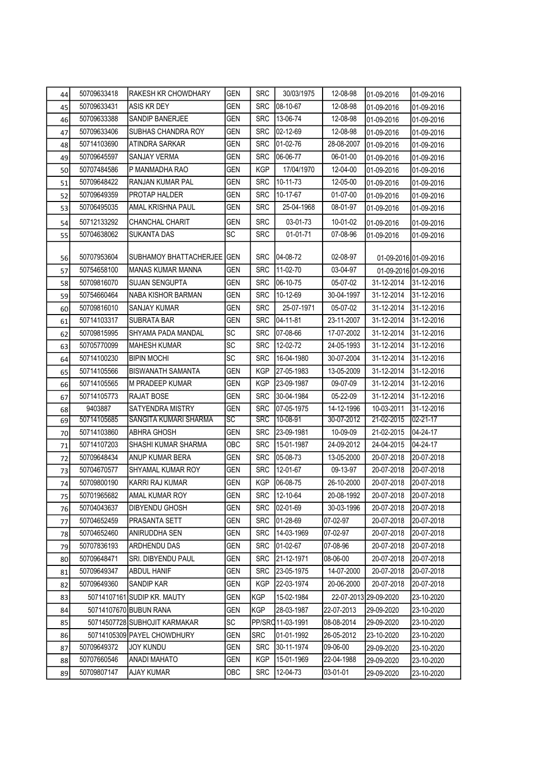| | | | | | | | | |
|---|---|---|---|---|---|---|---|---|
| 44 | 50709633418 | RAKESH KR CHOWDHARY | GEN | SRC | 30/03/1975 | 12-08-98 | 01-09-2016 | 01-09-2016 |
| 45 | 50709633431 | ASIS KR DEY | GEN | SRC | 08-10-67 | 12-08-98 | 01-09-2016 | 01-09-2016 |
| 46 | 50709633388 | SANDIP BANERJEE | GEN | SRC | 13-06-74 | 12-08-98 | 01-09-2016 | 01-09-2016 |
| 47 | 50709633406 | SUBHAS CHANDRA ROY | GEN | SRC | 02-12-69 | 12-08-98 | 01-09-2016 | 01-09-2016 |
| 48 | 50714103690 | ATINDRA SARKAR | GEN | SRC | 01-02-76 | 28-08-2007 | 01-09-2016 | 01-09-2016 |
| 49 | 50709645597 | SANJAY VERMA | GEN | SRC | 06-06-77 | 06-01-00 | 01-09-2016 | 01-09-2016 |
| 50 | 50707484586 | P MANMADHA RAO | GEN | KGP | 17/04/1970 | 12-04-00 | 01-09-2016 | 01-09-2016 |
| 51 | 50709648422 | RANJAN KUMAR PAL | GEN | SRC | 10-11-73 | 12-05-00 | 01-09-2016 | 01-09-2016 |
| 52 | 50709649359 | PROTAP HALDER | GEN | SRC | 10-17-67 | 01-07-00 | 01-09-2016 | 01-09-2016 |
| 53 | 50706495035 | AMAL KRISHNA PAUL | GEN | SRC | 25-04-1968 | 08-01-97 | 01-09-2016 | 01-09-2016 |
| 54 | 50712133292 | CHANCHAL CHARIT | GEN | SRC | 03-01-73 | 10-01-02 | 01-09-2016 | 01-09-2016 |
| 55 | 50704638062 | SUKANTA DAS | SC | SRC | 01-01-71 | 07-08-96 | 01-09-2016 | 01-09-2016 |
| 56 | 50707953604 | SUBHAMOY BHATTACHERJEE | GEN | SRC | 04-08-72 | 02-08-97 | 01-09-2016 | 01-09-2016 |
| 57 | 50754658100 | MANAS KUMAR MANNA | GEN | SRC | 11-02-70 | 03-04-97 | 01-09-2016 | 01-09-2016 |
| 58 | 50709816070 | SUJAN SENGUPTA | GEN | SRC | 06-10-75 | 05-07-02 | 31-12-2014 | 31-12-2016 |
| 59 | 50754660464 | NABA KISHOR BARMAN | GEN | SRC | 10-12-69 | 30-04-1997 | 31-12-2014 | 31-12-2016 |
| 60 | 50709816010 | SANJAY KUMAR | GEN | SRC | 25-07-1971 | 05-07-02 | 31-12-2014 | 31-12-2016 |
| 61 | 50714103317 | SUBRATA BAR | GEN | SRC | 04-11-81 | 23-11-2007 | 31-12-2014 | 31-12-2016 |
| 62 | 50709815995 | SHYAMA PADA MANDAL | SC | SRC | 07-08-66 | 17-07-2002 | 31-12-2014 | 31-12-2016 |
| 63 | 50705770099 | MAHESH KUMAR | SC | SRC | 12-02-72 | 24-05-1993 | 31-12-2014 | 31-12-2016 |
| 64 | 50714100230 | BIPIN MOCHI | SC | SRC | 16-04-1980 | 30-07-2004 | 31-12-2014 | 31-12-2016 |
| 65 | 50714105566 | BISWANATH SAMANTA | GEN | KGP | 27-05-1983 | 13-05-2009 | 31-12-2014 | 31-12-2016 |
| 66 | 50714105565 | M PRADEEP KUMAR | GEN | KGP | 23-09-1987 | 09-07-09 | 31-12-2014 | 31-12-2016 |
| 67 | 50714105773 | RAJAT BOSE | GEN | SRC | 30-04-1984 | 05-22-09 | 31-12-2014 | 31-12-2016 |
| 68 | 9403887 | SATYENDRA MISTRY | GEN | SRC | 07-05-1975 | 14-12-1996 | 10-03-2011 | 31-12-2016 |
| 69 | 50714105685 | SANGITA KUMARI SHARMA | SC | SRC | 10-08-91 | 30-07-2012 | 21-02-2015 | 02-21-17 |
| 70 | 50714103860 | ABHRA GHOSH | GEN | SRC | 23-09-1981 | 10-09-09 | 21-02-2015 | 04-24-17 |
| 71 | 50714107203 | SHASHI KUMAR SHARMA | OBC | SRC | 15-01-1987 | 24-09-2012 | 24-04-2015 | 04-24-17 |
| 72 | 50709648434 | ANUP KUMAR BERA | GEN | SRC | 05-08-73 | 13-05-2000 | 20-07-2018 | 20-07-2018 |
| 73 | 50704670577 | SHYAMAL KUMAR ROY | GEN | SRC | 12-01-67 | 09-13-97 | 20-07-2018 | 20-07-2018 |
| 74 | 50709800190 | KARRI RAJ KUMAR | GEN | KGP | 06-08-75 | 26-10-2000 | 20-07-2018 | 20-07-2018 |
| 75 | 50701965682 | AMAL KUMAR ROY | GEN | SRC | 12-10-64 | 20-08-1992 | 20-07-2018 | 20-07-2018 |
| 76 | 50704043637 | DIBYENDU GHOSH | GEN | SRC | 02-01-69 | 30-03-1996 | 20-07-2018 | 20-07-2018 |
| 77 | 50704652459 | PRASANTA SETT | GEN | SRC | 01-28-69 | 07-02-97 | 20-07-2018 | 20-07-2018 |
| 78 | 50704652460 | ANIRUDDHA SEN | GEN | SRC | 14-03-1969 | 07-02-97 | 20-07-2018 | 20-07-2018 |
| 79 | 50707836193 | ARDHENDU DAS | GEN | SRC | 01-02-67 | 07-08-96 | 20-07-2018 | 20-07-2018 |
| 80 | 50709648471 | SRI. DIBYENDU PAUL | GEN | SRC | 21-12-1971 | 08-06-00 | 20-07-2018 | 20-07-2018 |
| 81 | 50709649347 | ABDUL HANIF | GEN | SRC | 23-05-1975 | 14-07-2000 | 20-07-2018 | 20-07-2018 |
| 82 | 50709649360 | SANDIP KAR | GEN | KGP | 22-03-1974 | 20-06-2000 | 20-07-2018 | 20-07-2018 |
| 83 | 50714107161 | SUDIP KR. MAUTY | GEN | KGP | 15-02-1984 | 22-07-2013 | 29-09-2020 | 23-10-2020 |
| 84 | 50714107670 | BUBUN RANA | GEN | KGP | 28-03-1987 | 22-07-2013 | 29-09-2020 | 23-10-2020 |
| 85 | 50714507728 | SUBHOJIT KARMAKAR | SC | PP/SRC | 11-03-1991 | 08-08-2014 | 29-09-2020 | 23-10-2020 |
| 86 | 50714105309 | PAYEL CHOWDHURY | GEN | SRC | 01-01-1992 | 26-05-2012 | 23-10-2020 | 23-10-2020 |
| 87 | 50709649372 | JOY KUNDU | GEN | SRC | 30-11-1974 | 09-06-00 | 29-09-2020 | 23-10-2020 |
| 88 | 50707660546 | ANADI MAHATO | GEN | KGP | 15-01-1969 | 22-04-1988 | 29-09-2020 | 23-10-2020 |
| 89 | 50709807147 | AJAY KUMAR | OBC | SRC | 12-04-73 | 03-01-01 | 29-09-2020 | 23-10-2020 |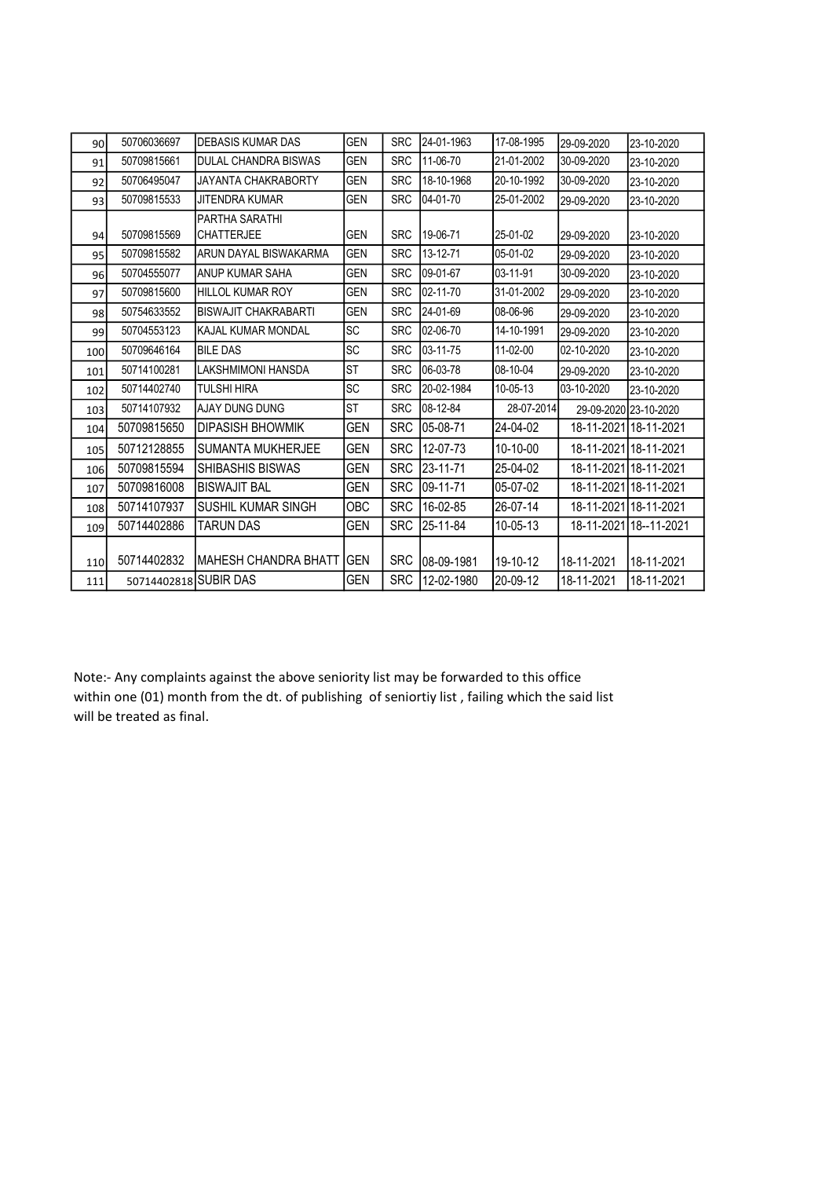| | | | | | | | | |
|---|---|---|---|---|---|---|---|---|
| 90 | 50706036697 | DEBASIS KUMAR DAS | GEN | SRC | 24-01-1963 | 17-08-1995 | 29-09-2020 | 23-10-2020 |
| 91 | 50709815661 | DULAL CHANDRA BISWAS | GEN | SRC | 11-06-70 | 21-01-2002 | 30-09-2020 | 23-10-2020 |
| 92 | 50706495047 | JAYANTA CHAKRABORTY | GEN | SRC | 18-10-1968 | 20-10-1992 | 30-09-2020 | 23-10-2020 |
| 93 | 50709815533 | JITENDRA KUMAR | GEN | SRC | 04-01-70 | 25-01-2002 | 29-09-2020 | 23-10-2020 |
| 94 | 50709815569 | PARTHA SARATHI CHATTERJEE | GEN | SRC | 19-06-71 | 25-01-02 | 29-09-2020 | 23-10-2020 |
| 95 | 50709815582 | ARUN DAYAL BISWAKARMA | GEN | SRC | 13-12-71 | 05-01-02 | 29-09-2020 | 23-10-2020 |
| 96 | 50704555077 | ANUP KUMAR SAHA | GEN | SRC | 09-01-67 | 03-11-91 | 30-09-2020 | 23-10-2020 |
| 97 | 50709815600 | HILLOL KUMAR ROY | GEN | SRC | 02-11-70 | 31-01-2002 | 29-09-2020 | 23-10-2020 |
| 98 | 50754633552 | BISWAJIT CHAKRABARTI | GEN | SRC | 24-01-69 | 08-06-96 | 29-09-2020 | 23-10-2020 |
| 99 | 50704553123 | KAJAL KUMAR MONDAL | SC | SRC | 02-06-70 | 14-10-1991 | 29-09-2020 | 23-10-2020 |
| 100 | 50709646164 | BILE DAS | SC | SRC | 03-11-75 | 11-02-00 | 02-10-2020 | 23-10-2020 |
| 101 | 50714100281 | LAKSHMIMONI HANSDA | ST | SRC | 06-03-78 | 08-10-04 | 29-09-2020 | 23-10-2020 |
| 102 | 50714402740 | TULSHI HIRA | SC | SRC | 20-02-1984 | 10-05-13 | 03-10-2020 | 23-10-2020 |
| 103 | 50714107932 | AJAY DUNG DUNG | ST | SRC | 08-12-84 | 28-07-2014 | 29-09-2020 | 23-10-2020 |
| 104 | 50709815650 | DIPASISH BHOWMIK | GEN | SRC | 05-08-71 | 24-04-02 | 18-11-2021 | 18-11-2021 |
| 105 | 50712128855 | SUMANTA MUKHERJEE | GEN | SRC | 12-07-73 | 10-10-00 | 18-11-2021 | 18-11-2021 |
| 106 | 50709815594 | SHIBASHIS BISWAS | GEN | SRC | 23-11-71 | 25-04-02 | 18-11-2021 | 18-11-2021 |
| 107 | 50709816008 | BISWAJIT BAL | GEN | SRC | 09-11-71 | 05-07-02 | 18-11-2021 | 18-11-2021 |
| 108 | 50714107937 | SUSHIL KUMAR SINGH | OBC | SRC | 16-02-85 | 26-07-14 | 18-11-2021 | 18-11-2021 |
| 109 | 50714402886 | TARUN DAS | GEN | SRC | 25-11-84 | 10-05-13 | 18-11-2021 | 18--11-2021 |
| 110 | 50714402832 | MAHESH CHANDRA BHATT | GEN | SRC | 08-09-1981 | 19-10-12 | 18-11-2021 | 18-11-2021 |
| 111 | 50714402818 | SUBIR DAS | GEN | SRC | 12-02-1980 | 20-09-12 | 18-11-2021 | 18-11-2021 |

Note:- Any complaints against the above seniority list may be forwarded to this office within one (01) month from the dt. of publishing of seniortiy list , failing which the said list will be treated as final.